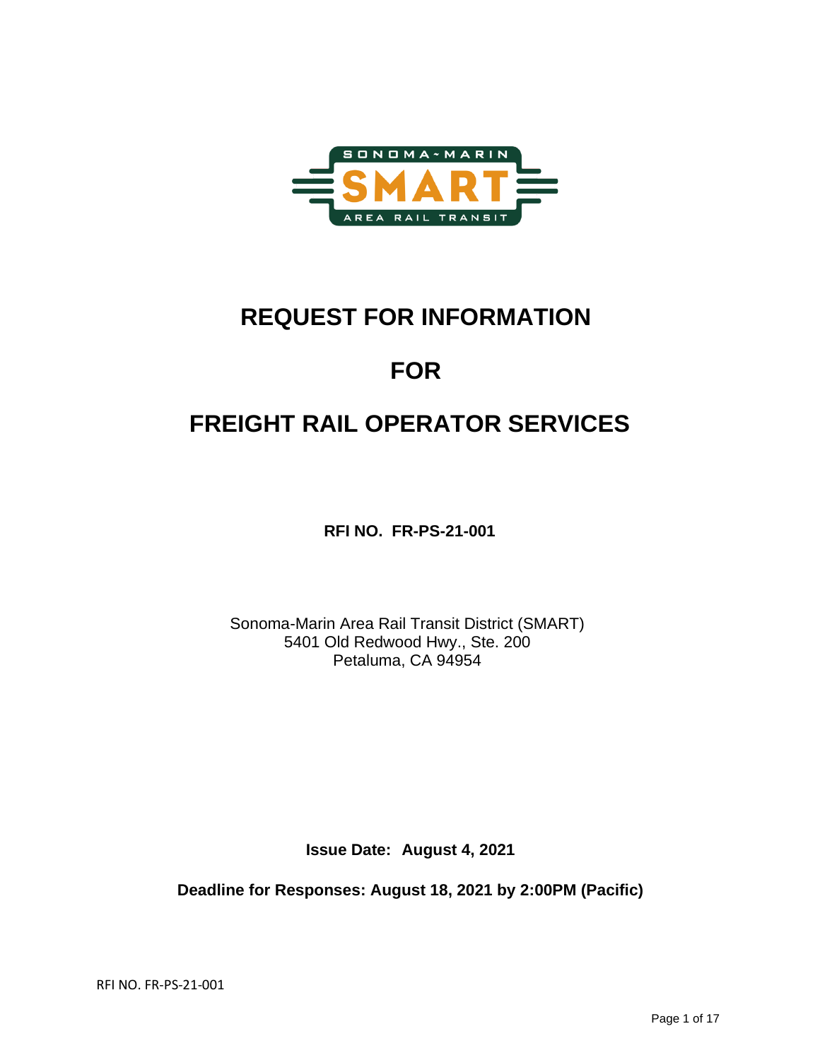# REQUEST FOR INFORMATION

# FOR

# FREIGHT RAIL OPERATOR SERVICES

**RFI NO. FR-PS-21-001**

Sonoma-Marin Area Rail Transit District (SMART)
5401 Old Redwood Hwy., Ste. 200
Petaluma, CA 94954

**Issue Date: August 4, 2021**

**Deadline for Responses: August 18, 2021 by 2:00PM (Pacific)**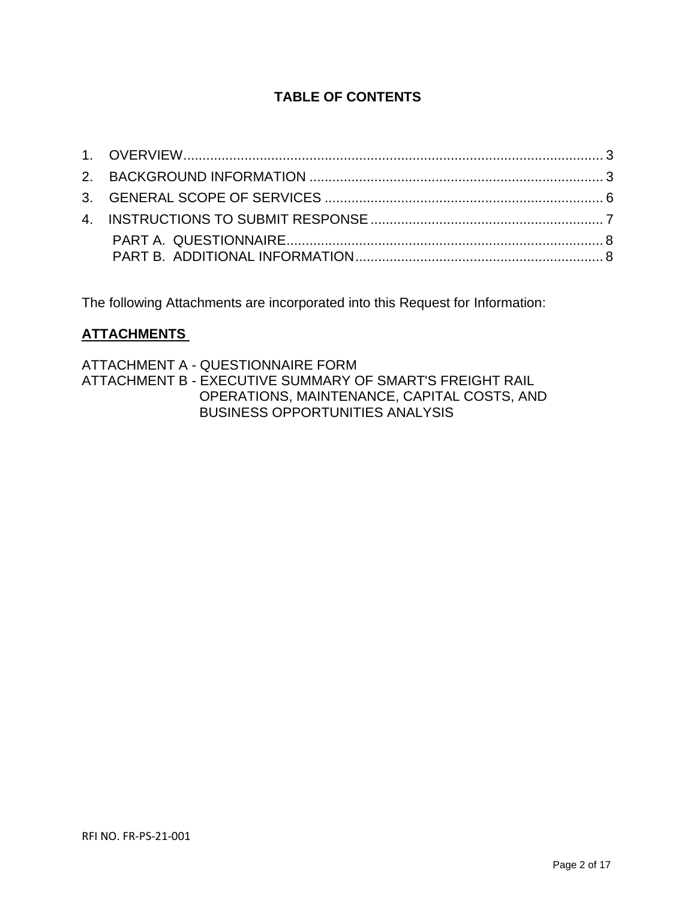# TABLE OF CONTENTS

1. OVERVIEW .......... 3
2. BACKGROUND INFORMATION .......... 3
3. GENERAL SCOPE OF SERVICES .......... 6
4. INSTRUCTIONS TO SUBMIT RESPONSE .......... 7
   - PART A. QUESTIONNAIRE .......... 8
   - PART B. ADDITIONAL INFORMATION .......... 8

The following Attachments are incorporated into this Request for Information:

**ATTACHMENTS**

ATTACHMENT A - QUESTIONNAIRE FORM
ATTACHMENT B - EXECUTIVE SUMMARY OF SMART'S FREIGHT RAIL OPERATIONS, MAINTENANCE, CAPITAL COSTS, AND BUSINESS OPPORTUNITIES ANALYSIS

RFI NO. FR-PS-21-001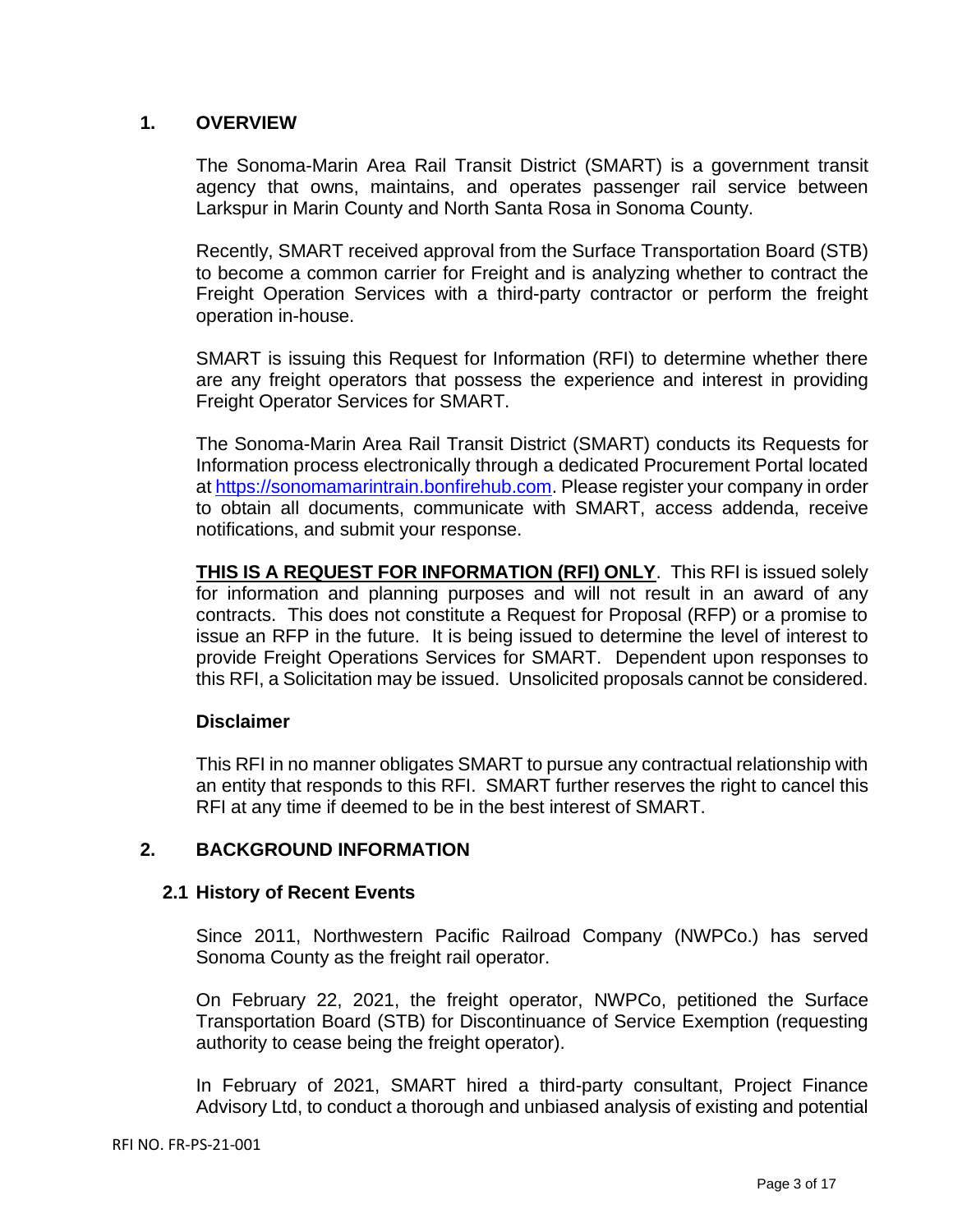## 1. OVERVIEW

The Sonoma-Marin Area Rail Transit District (SMART) is a government transit agency that owns, maintains, and operates passenger rail service between Larkspur in Marin County and North Santa Rosa in Sonoma County.

Recently, SMART received approval from the Surface Transportation Board (STB) to become a common carrier for Freight and is analyzing whether to contract the Freight Operation Services with a third-party contractor or perform the freight operation in-house.

SMART is issuing this Request for Information (RFI) to determine whether there are any freight operators that possess the experience and interest in providing Freight Operator Services for SMART.

The Sonoma-Marin Area Rail Transit District (SMART) conducts its Requests for Information process electronically through a dedicated Procurement Portal located at https://sonomamarintrain.bonfirehub.com. Please register your company in order to obtain all documents, communicate with SMART, access addenda, receive notifications, and submit your response.

**THIS IS A REQUEST FOR INFORMATION (RFI) ONLY**. This RFI is issued solely for information and planning purposes and will not result in an award of any contracts. This does not constitute a Request for Proposal (RFP) or a promise to issue an RFP in the future. It is being issued to determine the level of interest to provide Freight Operations Services for SMART. Dependent upon responses to this RFI, a Solicitation may be issued. Unsolicited proposals cannot be considered.

**Disclaimer**

This RFI in no manner obligates SMART to pursue any contractual relationship with an entity that responds to this RFI. SMART further reserves the right to cancel this RFI at any time if deemed to be in the best interest of SMART.

## 2. BACKGROUND INFORMATION

### 2.1 History of Recent Events

Since 2011, Northwestern Pacific Railroad Company (NWPCo.) has served Sonoma County as the freight rail operator.

On February 22, 2021, the freight operator, NWPCo, petitioned the Surface Transportation Board (STB) for Discontinuance of Service Exemption (requesting authority to cease being the freight operator).

In February of 2021, SMART hired a third-party consultant, Project Finance Advisory Ltd, to conduct a thorough and unbiased analysis of existing and potential

RFI NO. FR-PS-21-001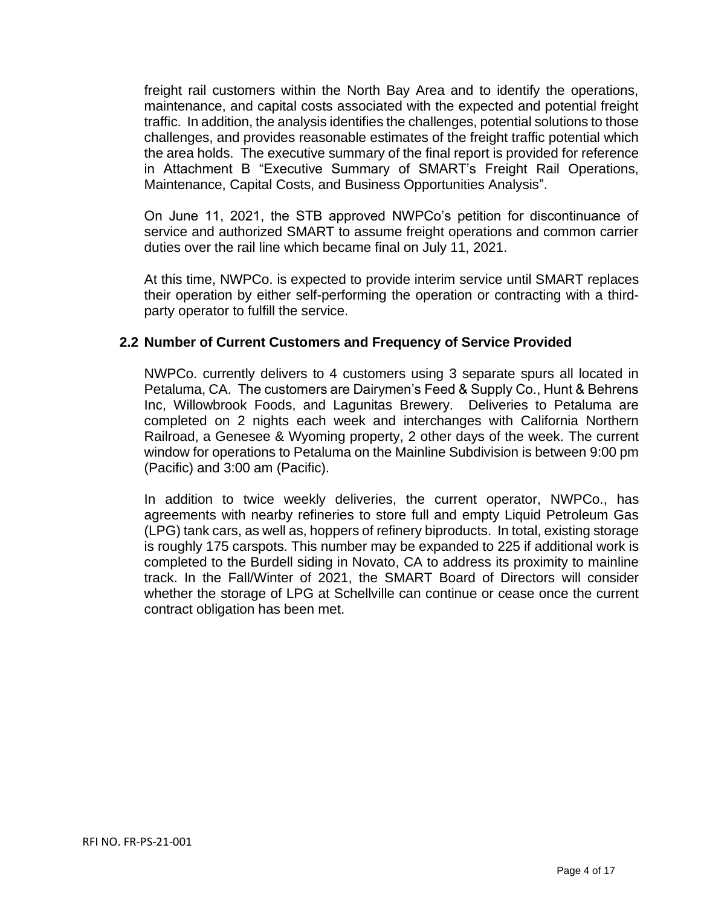freight rail customers within the North Bay Area and to identify the operations, maintenance, and capital costs associated with the expected and potential freight traffic. In addition, the analysis identifies the challenges, potential solutions to those challenges, and provides reasonable estimates of the freight traffic potential which the area holds. The executive summary of the final report is provided for reference in Attachment B "Executive Summary of SMART's Freight Rail Operations, Maintenance, Capital Costs, and Business Opportunities Analysis".

On June 11, 2021, the STB approved NWPCo's petition for discontinuance of service and authorized SMART to assume freight operations and common carrier duties over the rail line which became final on July 11, 2021.

At this time, NWPCo. is expected to provide interim service until SMART replaces their operation by either self-performing the operation or contracting with a third-party operator to fulfill the service.

### 2.2 Number of Current Customers and Frequency of Service Provided

NWPCo. currently delivers to 4 customers using 3 separate spurs all located in Petaluma, CA. The customers are Dairymen's Feed & Supply Co., Hunt & Behrens Inc, Willowbrook Foods, and Lagunitas Brewery. Deliveries to Petaluma are completed on 2 nights each week and interchanges with California Northern Railroad, a Genesee & Wyoming property, 2 other days of the week. The current window for operations to Petaluma on the Mainline Subdivision is between 9:00 pm (Pacific) and 3:00 am (Pacific).

In addition to twice weekly deliveries, the current operator, NWPCo., has agreements with nearby refineries to store full and empty Liquid Petroleum Gas (LPG) tank cars, as well as, hoppers of refinery biproducts. In total, existing storage is roughly 175 carspots. This number may be expanded to 225 if additional work is completed to the Burdell siding in Novato, CA to address its proximity to mainline track. In the Fall/Winter of 2021, the SMART Board of Directors will consider whether the storage of LPG at Schellville can continue or cease once the current contract obligation has been met.

RFI NO. FR-PS-21-001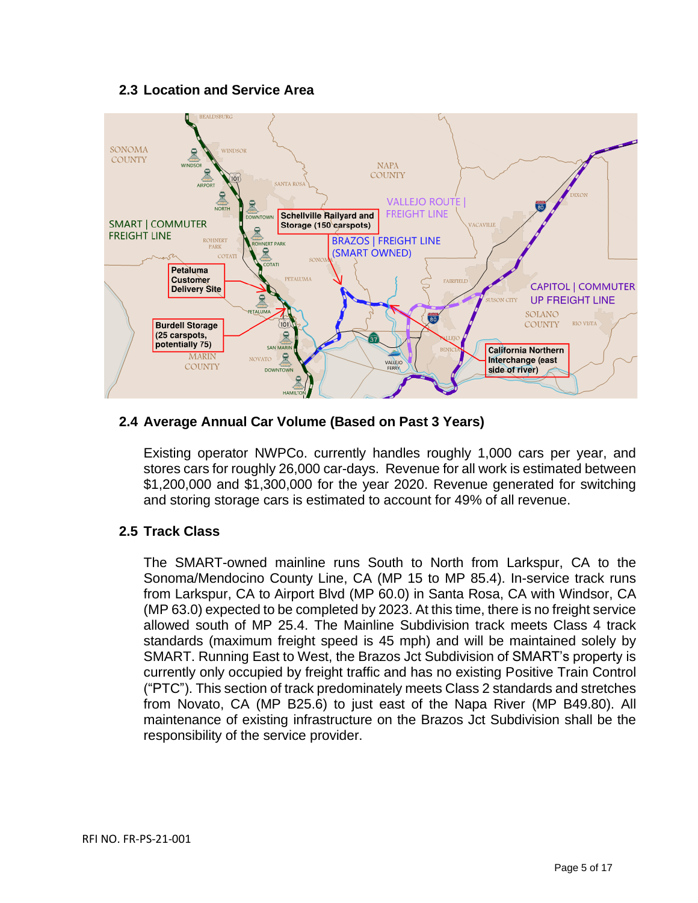## 2.3 Location and Service Area

## 2.4 Average Annual Car Volume (Based on Past 3 Years)

Existing operator NWPCo. currently handles roughly 1,000 cars per year, and stores cars for roughly 26,000 car-days. Revenue for all work is estimated between $1,200,000 and $1,300,000 for the year 2020. Revenue generated for switching and storing storage cars is estimated to account for 49% of all revenue.

## 2.5 Track Class

The SMART-owned mainline runs South to North from Larkspur, CA to the Sonoma/Mendocino County Line, CA (MP 15 to MP 85.4). In-service track runs from Larkspur, CA to Airport Blvd (MP 60.0) in Santa Rosa, CA with Windsor, CA (MP 63.0) expected to be completed by 2023. At this time, there is no freight service allowed south of MP 25.4. The Mainline Subdivision track meets Class 4 track standards (maximum freight speed is 45 mph) and will be maintained solely by SMART. Running East to West, the Brazos Jct Subdivision of SMART's property is currently only occupied by freight traffic and has no existing Positive Train Control ("PTC"). This section of track predominately meets Class 2 standards and stretches from Novato, CA (MP B25.6) to just east of the Napa River (MP B49.80). All maintenance of existing infrastructure on the Brazos Jct Subdivision shall be the responsibility of the service provider.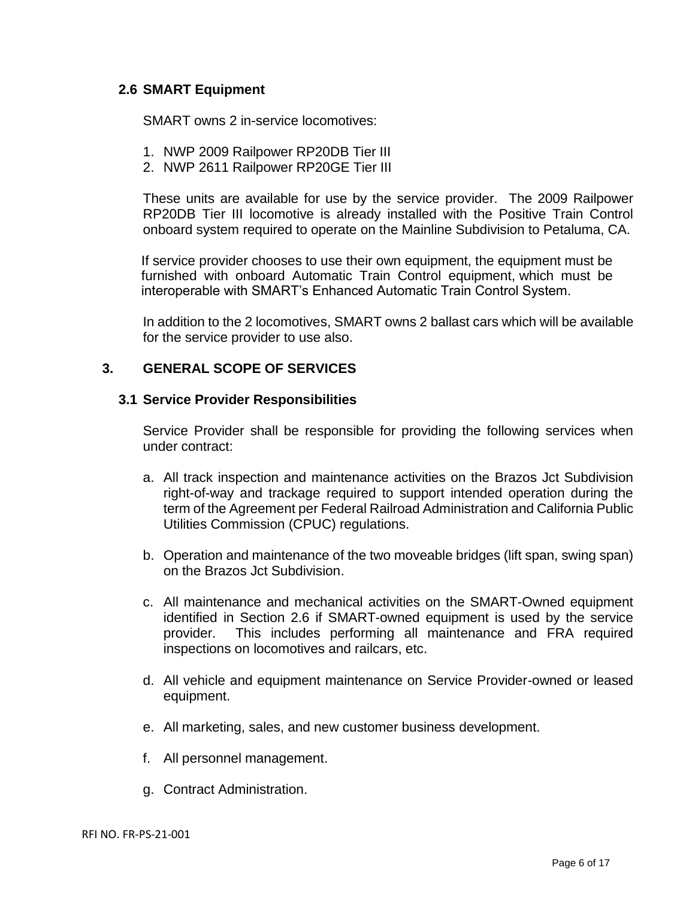### 2.6 SMART Equipment

SMART owns 2 in-service locomotives:

1. NWP 2009 Railpower RP20DB Tier III
2. NWP 2611 Railpower RP20GE Tier III

These units are available for use by the service provider. The 2009 Railpower RP20DB Tier III locomotive is already installed with the Positive Train Control onboard system required to operate on the Mainline Subdivision to Petaluma, CA.

If service provider chooses to use their own equipment, the equipment must be furnished with onboard Automatic Train Control equipment, which must be interoperable with SMART's Enhanced Automatic Train Control System.

In addition to the 2 locomotives, SMART owns 2 ballast cars which will be available for the service provider to use also.

## 3. GENERAL SCOPE OF SERVICES

### 3.1 Service Provider Responsibilities

Service Provider shall be responsible for providing the following services when under contract:

a. All track inspection and maintenance activities on the Brazos Jct Subdivision right-of-way and trackage required to support intended operation during the term of the Agreement per Federal Railroad Administration and California Public Utilities Commission (CPUC) regulations.

b. Operation and maintenance of the two moveable bridges (lift span, swing span) on the Brazos Jct Subdivision.

c. All maintenance and mechanical activities on the SMART-Owned equipment identified in Section 2.6 if SMART-owned equipment is used by the service provider. This includes performing all maintenance and FRA required inspections on locomotives and railcars, etc.

d. All vehicle and equipment maintenance on Service Provider-owned or leased equipment.

e. All marketing, sales, and new customer business development.

f. All personnel management.

g. Contract Administration.

RFI NO. FR-PS-21-001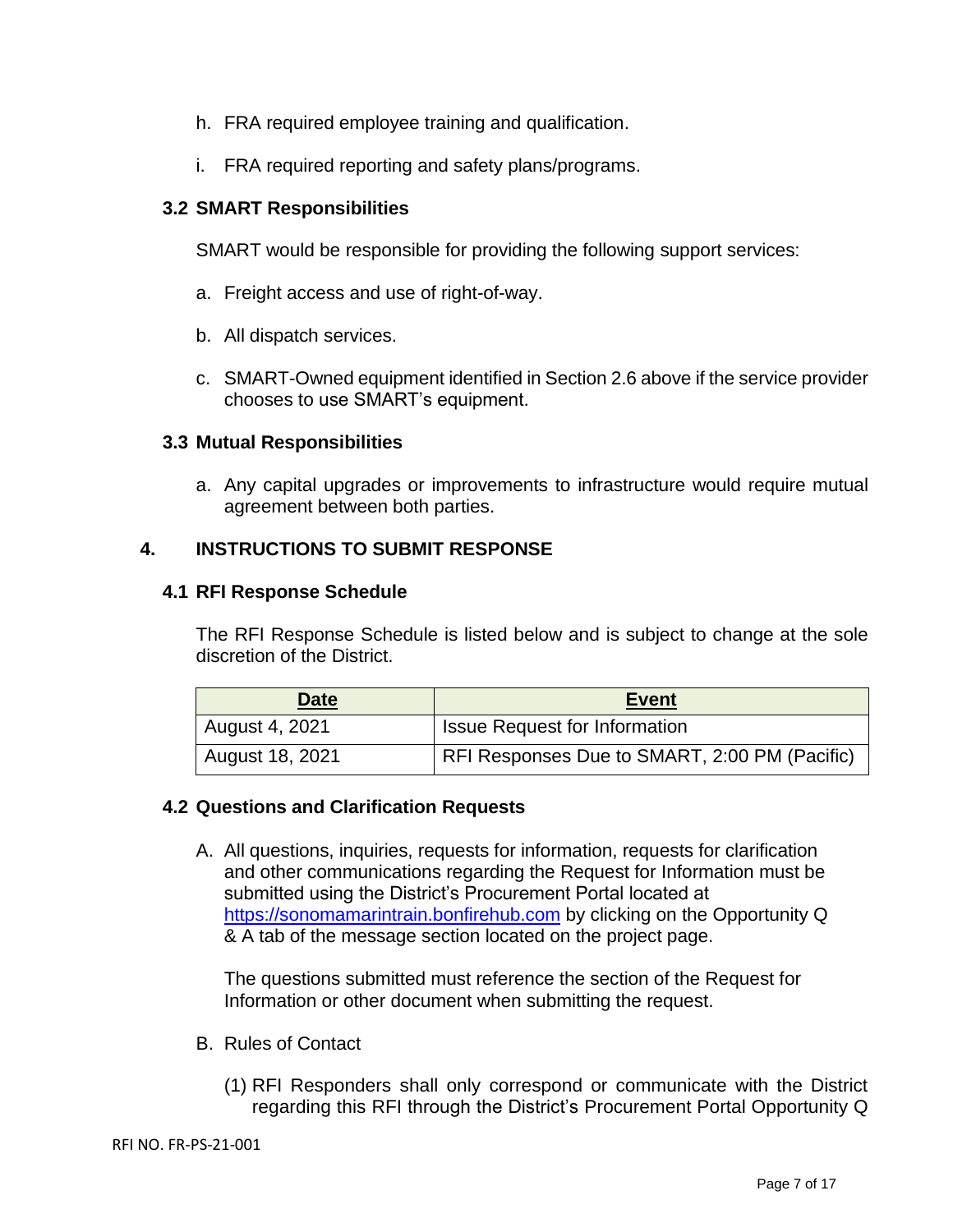h. FRA required employee training and qualification.

i. FRA required reporting and safety plans/programs.

### 3.2 SMART Responsibilities

SMART would be responsible for providing the following support services:

a. Freight access and use of right-of-way.

b. All dispatch services.

c. SMART-Owned equipment identified in Section 2.6 above if the service provider chooses to use SMART's equipment.

### 3.3 Mutual Responsibilities

a. Any capital upgrades or improvements to infrastructure would require mutual agreement between both parties.

## 4. INSTRUCTIONS TO SUBMIT RESPONSE

### 4.1 RFI Response Schedule

The RFI Response Schedule is listed below and is subject to change at the sole discretion of the District.

| Date | Event |
| --- | --- |
| August 4, 2021 | Issue Request for Information |
| August 18, 2021 | RFI Responses Due to SMART, 2:00 PM (Pacific) |

### 4.2 Questions and Clarification Requests

A. All questions, inquiries, requests for information, requests for clarification and other communications regarding the Request for Information must be submitted using the District's Procurement Portal located at https://sonomamarintrain.bonfirehub.com by clicking on the Opportunity Q & A tab of the message section located on the project page.

The questions submitted must reference the section of the Request for Information or other document when submitting the request.

B. Rules of Contact

(1) RFI Responders shall only correspond or communicate with the District regarding this RFI through the District's Procurement Portal Opportunity Q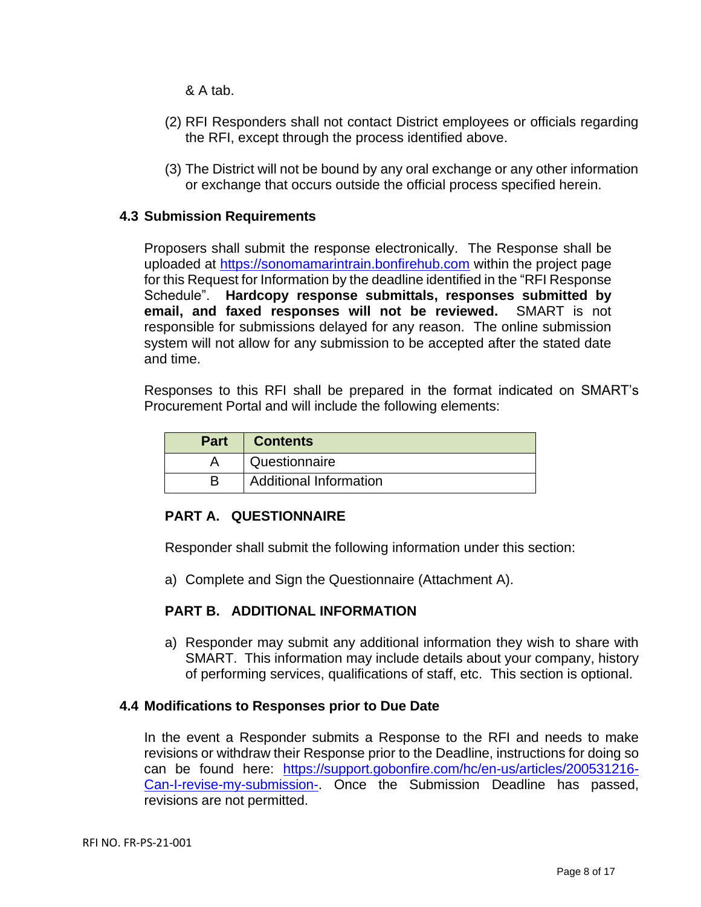& A tab.

(2) RFI Responders shall not contact District employees or officials regarding the RFI, except through the process identified above.

(3) The District will not be bound by any oral exchange or any other information or exchange that occurs outside the official process specified herein.

### 4.3 Submission Requirements

Proposers shall submit the response electronically. The Response shall be uploaded at https://sonomamarintrain.bonfirehub.com within the project page for this Request for Information by the deadline identified in the "RFI Response Schedule". **Hardcopy response submittals, responses submitted by email, and faxed responses will not be reviewed.** SMART is not responsible for submissions delayed for any reason. The online submission system will not allow for any submission to be accepted after the stated date and time.

Responses to this RFI shall be prepared in the format indicated on SMART's Procurement Portal and will include the following elements:

| Part | Contents |
|---|---|
| A | Questionnaire |
| B | Additional Information |

#### PART A. QUESTIONNAIRE

Responder shall submit the following information under this section:

a) Complete and Sign the Questionnaire (Attachment A).

#### PART B. ADDITIONAL INFORMATION

a) Responder may submit any additional information they wish to share with SMART. This information may include details about your company, history of performing services, qualifications of staff, etc. This section is optional.

### 4.4 Modifications to Responses prior to Due Date

In the event a Responder submits a Response to the RFI and needs to make revisions or withdraw their Response prior to the Deadline, instructions for doing so can be found here: https://support.gobonfire.com/hc/en-us/articles/200531216-Can-I-revise-my-submission-. Once the Submission Deadline has passed, revisions are not permitted.

RFI NO. FR-PS-21-001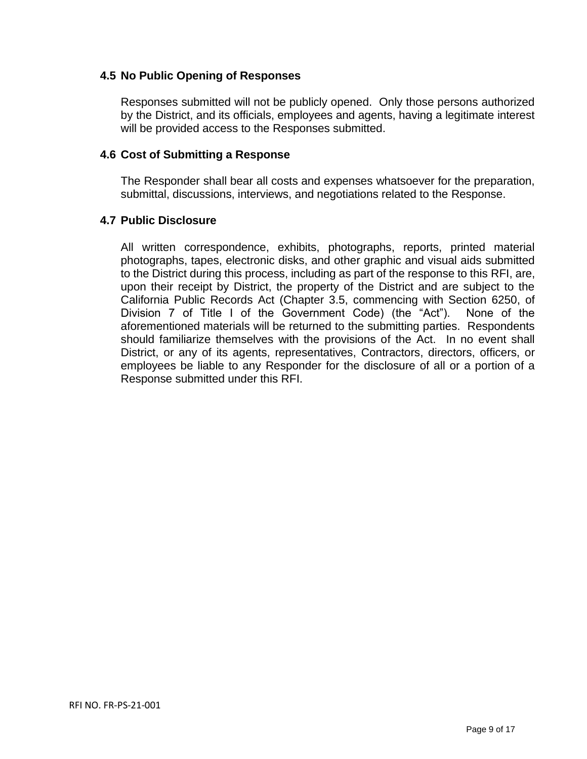### 4.5 No Public Opening of Responses

Responses submitted will not be publicly opened. Only those persons authorized by the District, and its officials, employees and agents, having a legitimate interest will be provided access to the Responses submitted.

### 4.6 Cost of Submitting a Response

The Responder shall bear all costs and expenses whatsoever for the preparation, submittal, discussions, interviews, and negotiations related to the Response.

### 4.7 Public Disclosure

All written correspondence, exhibits, photographs, reports, printed material photographs, tapes, electronic disks, and other graphic and visual aids submitted to the District during this process, including as part of the response to this RFI, are, upon their receipt by District, the property of the District and are subject to the California Public Records Act (Chapter 3.5, commencing with Section 6250, of Division 7 of Title I of the Government Code) (the "Act"). None of the aforementioned materials will be returned to the submitting parties. Respondents should familiarize themselves with the provisions of the Act. In no event shall District, or any of its agents, representatives, Contractors, directors, officers, or employees be liable to any Responder for the disclosure of all or a portion of a Response submitted under this RFI.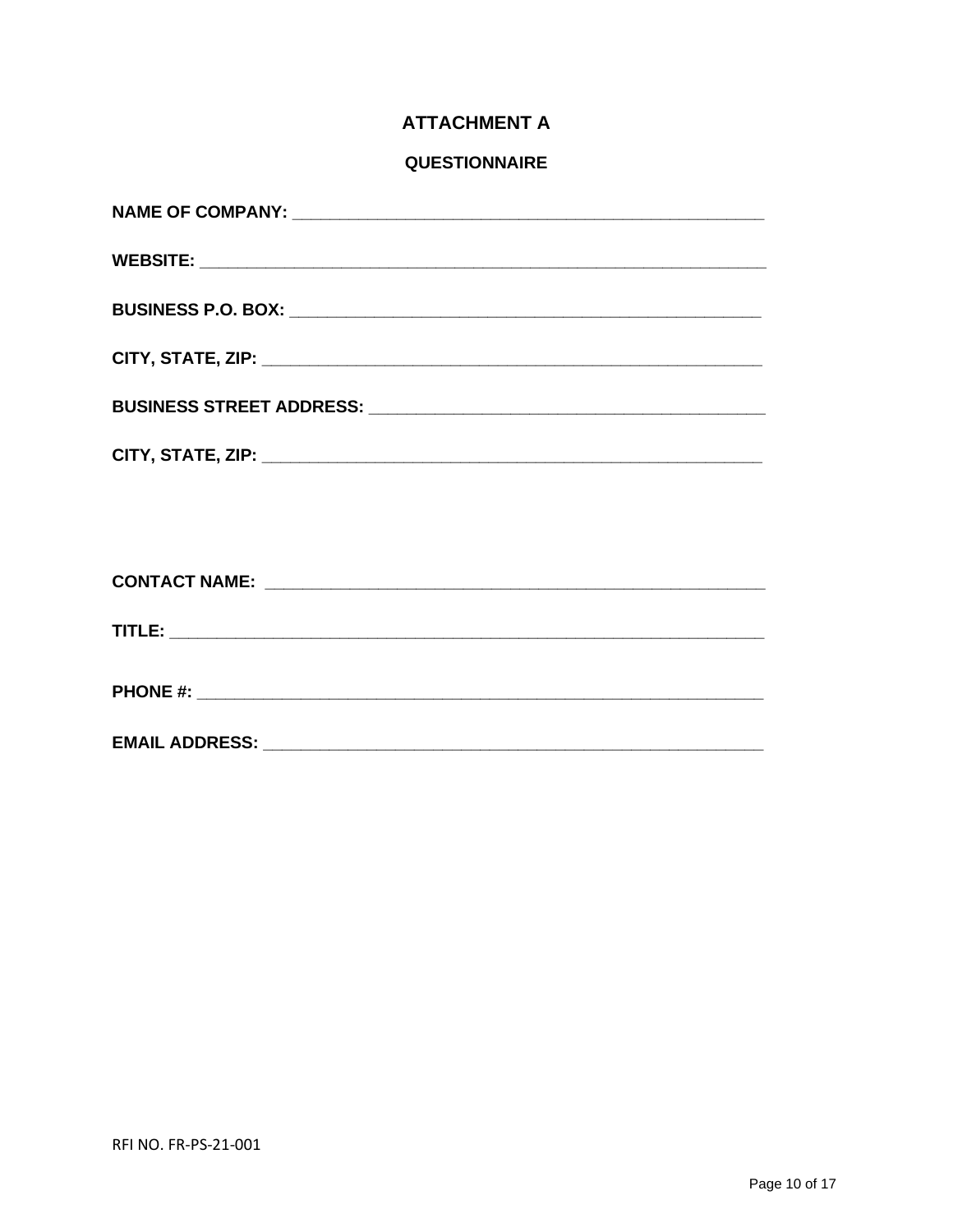# ATTACHMENT A

## QUESTIONNAIRE

**NAME OF COMPANY:** ____________________________________________________

**WEBSITE:** ______________________________________________________________

**BUSINESS P.O. BOX:** __________________________________________________

**CITY, STATE, ZIP:** ___________________________________________________

**BUSINESS STREET ADDRESS:** ____________________________________________

**CITY, STATE, ZIP:** ___________________________________________________

**CONTACT NAME:** ______________________________________________________

**TITLE:** ________________________________________________________________

**PHONE #:** ______________________________________________________________

**EMAIL ADDRESS:** ______________________________________________________

RFI NO. FR-PS-21-001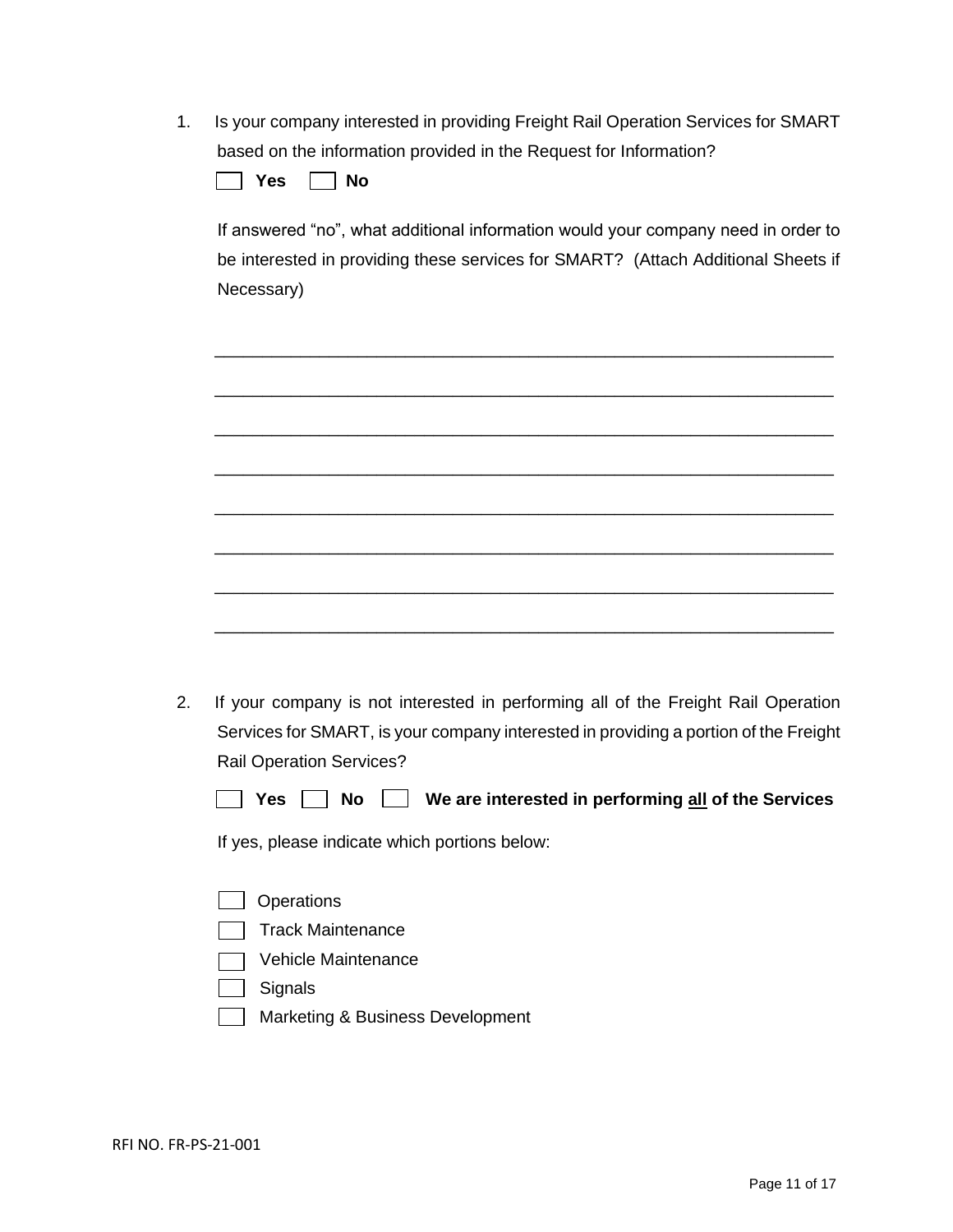1. Is your company interested in providing Freight Rail Operation Services for SMART based on the information provided in the Request for Information?

   ☐ **Yes** ☐ **No**

   If answered "no", what additional information would your company need in order to be interested in providing these services for SMART? (Attach Additional Sheets if Necessary)

   ______________________________________________________________________

   ______________________________________________________________________

   ______________________________________________________________________

   ______________________________________________________________________

   ______________________________________________________________________

   ______________________________________________________________________

   ______________________________________________________________________

   ______________________________________________________________________

2. If your company is not interested in performing all of the Freight Rail Operation Services for SMART, is your company interested in providing a portion of the Freight Rail Operation Services?

   ☐ **Yes** ☐ **No** ☐ **We are interested in performing <u>all</u> of the Services**

   If yes, please indicate which portions below:

   ☐ Operations
   ☐ Track Maintenance
   ☐ Vehicle Maintenance
   ☐ Signals
   ☐ Marketing & Business Development

RFI NO. FR-PS-21-001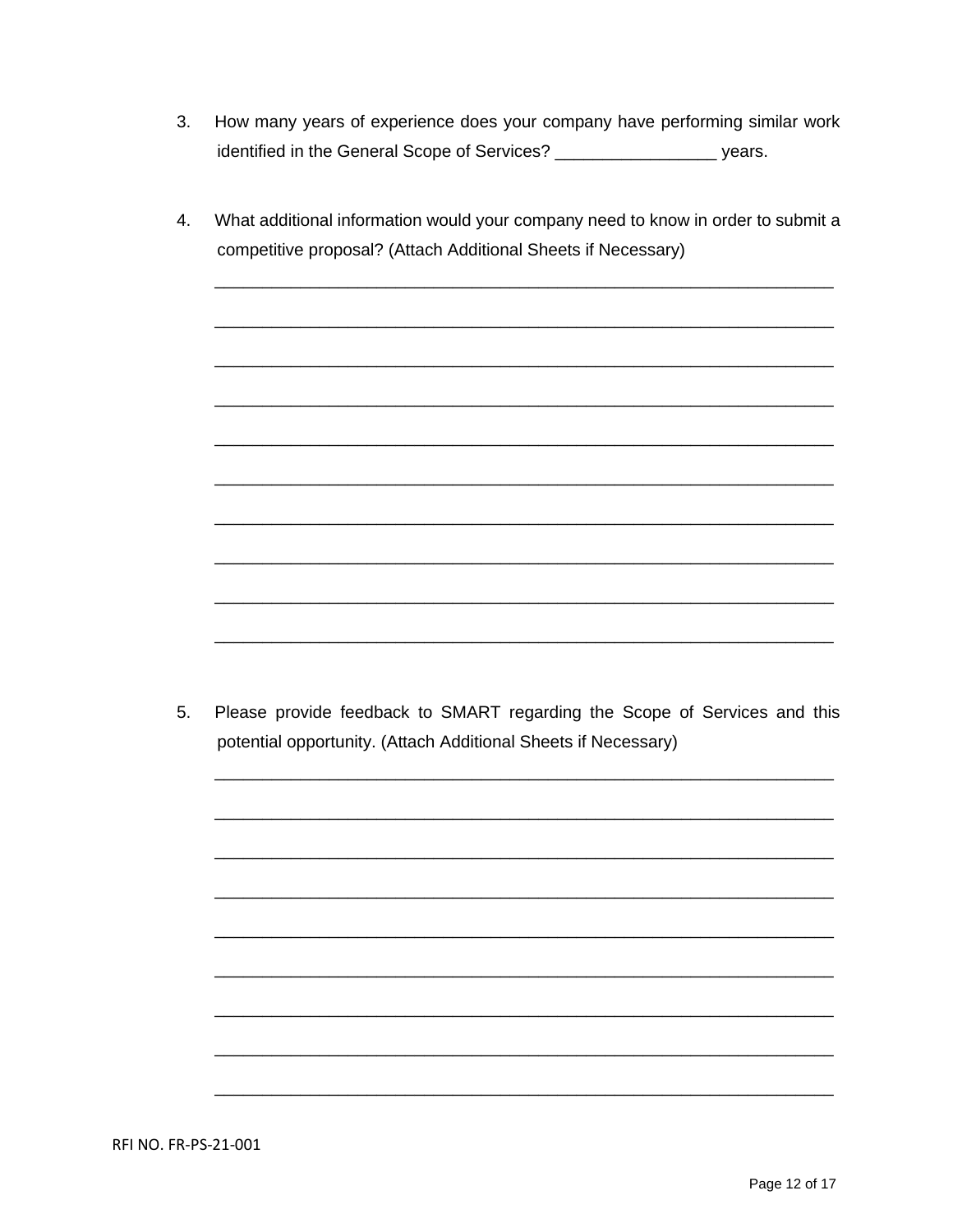3. How many years of experience does your company have performing similar work identified in the General Scope of Services? _________________ years.

4. What additional information would your company need to know in order to submit a competitive proposal? (Attach Additional Sheets if Necessary)

_____________________________________________________________________

_____________________________________________________________________

_____________________________________________________________________

_____________________________________________________________________

_____________________________________________________________________

_____________________________________________________________________

_____________________________________________________________________

_____________________________________________________________________

_____________________________________________________________________

_____________________________________________________________________

5. Please provide feedback to SMART regarding the Scope of Services and this potential opportunity. (Attach Additional Sheets if Necessary)

_____________________________________________________________________

_____________________________________________________________________

_____________________________________________________________________

_____________________________________________________________________

_____________________________________________________________________

_____________________________________________________________________

_____________________________________________________________________

_____________________________________________________________________

_____________________________________________________________________

RFI NO. FR-PS-21-001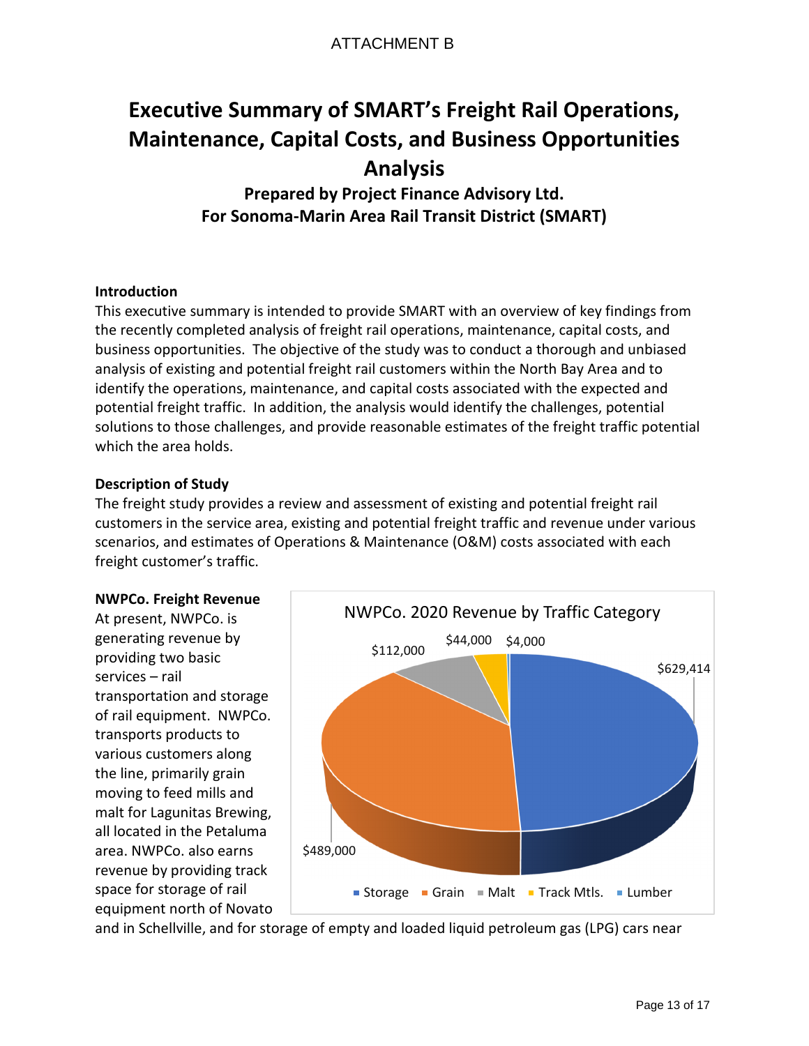ATTACHMENT B

# Executive Summary of SMART's Freight Rail Operations, Maintenance, Capital Costs, and Business Opportunities Analysis

**Prepared by Project Finance Advisory Ltd.**
**For Sonoma-Marin Area Rail Transit District (SMART)**

### Introduction

This executive summary is intended to provide SMART with an overview of key findings from the recently completed analysis of freight rail operations, maintenance, capital costs, and business opportunities. The objective of the study was to conduct a thorough and unbiased analysis of existing and potential freight rail customers within the North Bay Area and to identify the operations, maintenance, and capital costs associated with the expected and potential freight traffic. In addition, the analysis would identify the challenges, potential solutions to those challenges, and provide reasonable estimates of the freight traffic potential which the area holds.

### Description of Study

The freight study provides a review and assessment of existing and potential freight rail customers in the service area, existing and potential freight traffic and revenue under various scenarios, and estimates of Operations & Maintenance (O&M) costs associated with each freight customer's traffic.

### NWPCo. Freight Revenue

At present, NWPCo. is generating revenue by providing two basic services – rail transportation and storage of rail equipment. NWPCo. transports products to various customers along the line, primarily grain moving to feed mills and malt for Lagunitas Brewing, all located in the Petaluma area. NWPCo. also earns revenue by providing track space for storage of rail equipment north of Novato and in Schellville, and for storage of empty and loaded liquid petroleum gas (LPG) cars near

NWPCo. 2020 Revenue by Traffic Category

| Traffic Category | Revenue |
| --- | --- |
| Storage | $629,414 |
| Grain | $489,000 |
| Malt | $112,000 |
| Track Mtls. | $44,000 |
| Lumber | $4,000 |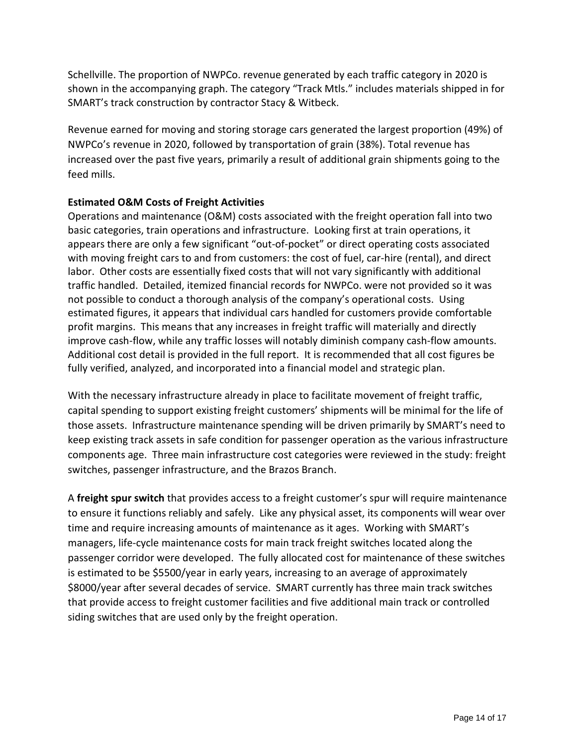Schellville. The proportion of NWPCo. revenue generated by each traffic category in 2020 is shown in the accompanying graph. The category "Track Mtls." includes materials shipped in for SMART's track construction by contractor Stacy & Witbeck.

Revenue earned for moving and storing storage cars generated the largest proportion (49%) of NWPCo's revenue in 2020, followed by transportation of grain (38%). Total revenue has increased over the past five years, primarily a result of additional grain shipments going to the feed mills.

**Estimated O&M Costs of Freight Activities**

Operations and maintenance (O&M) costs associated with the freight operation fall into two basic categories, train operations and infrastructure. Looking first at train operations, it appears there are only a few significant "out-of-pocket" or direct operating costs associated with moving freight cars to and from customers: the cost of fuel, car-hire (rental), and direct labor. Other costs are essentially fixed costs that will not vary significantly with additional traffic handled. Detailed, itemized financial records for NWPCo. were not provided so it was not possible to conduct a thorough analysis of the company's operational costs. Using estimated figures, it appears that individual cars handled for customers provide comfortable profit margins. This means that any increases in freight traffic will materially and directly improve cash-flow, while any traffic losses will notably diminish company cash-flow amounts. Additional cost detail is provided in the full report. It is recommended that all cost figures be fully verified, analyzed, and incorporated into a financial model and strategic plan.

With the necessary infrastructure already in place to facilitate movement of freight traffic, capital spending to support existing freight customers' shipments will be minimal for the life of those assets. Infrastructure maintenance spending will be driven primarily by SMART's need to keep existing track assets in safe condition for passenger operation as the various infrastructure components age. Three main infrastructure cost categories were reviewed in the study: freight switches, passenger infrastructure, and the Brazos Branch.

A **freight spur switch** that provides access to a freight customer's spur will require maintenance to ensure it functions reliably and safely. Like any physical asset, its components will wear over time and require increasing amounts of maintenance as it ages. Working with SMART's managers, life-cycle maintenance costs for main track freight switches located along the passenger corridor were developed. The fully allocated cost for maintenance of these switches is estimated to be $5500/year in early years, increasing to an average of approximately $8000/year after several decades of service. SMART currently has three main track switches that provide access to freight customer facilities and five additional main track or controlled siding switches that are used only by the freight operation.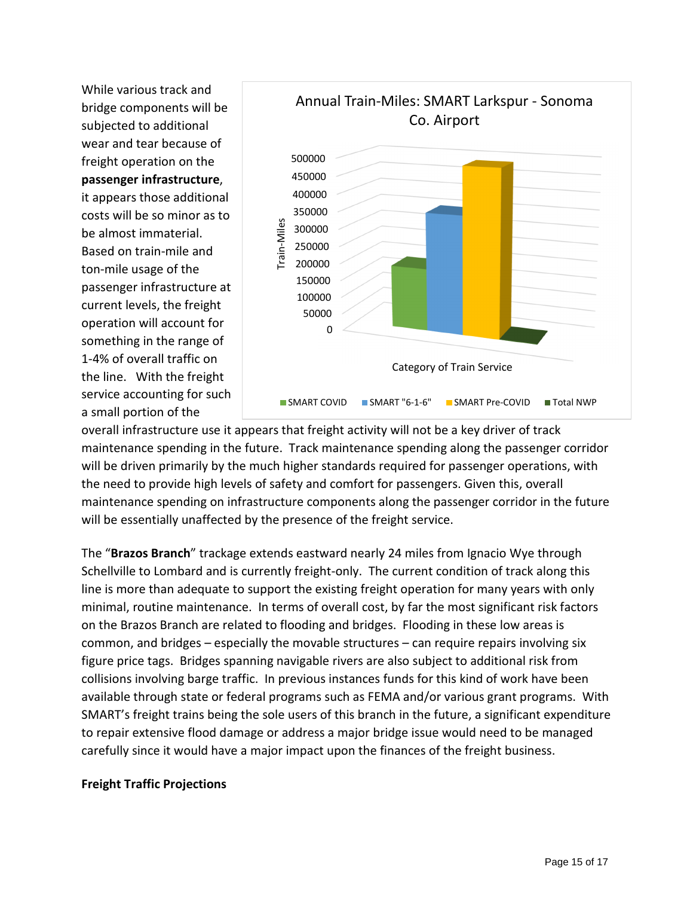While various track and bridge components will be subjected to additional wear and tear because of freight operation on the **passenger infrastructure**, it appears those additional costs will be so minor as to be almost immaterial. Based on train-mile and ton-mile usage of the passenger infrastructure at current levels, the freight operation will account for something in the range of 1-4% of overall traffic on the line. With the freight service accounting for such a small portion of the overall infrastructure use it appears that freight activity will not be a key driver of track maintenance spending in the future. Track maintenance spending along the passenger corridor will be driven primarily by the much higher standards required for passenger operations, with the need to provide high levels of safety and comfort for passengers. Given this, overall maintenance spending on infrastructure components along the passenger corridor in the future will be essentially unaffected by the presence of the freight service.

The "**Brazos Branch**" trackage extends eastward nearly 24 miles from Ignacio Wye through Schellville to Lombard and is currently freight-only. The current condition of track along this line is more than adequate to support the existing freight operation for many years with only minimal, routine maintenance. In terms of overall cost, by far the most significant risk factors on the Brazos Branch are related to flooding and bridges. Flooding in these low areas is common, and bridges – especially the movable structures – can require repairs involving six figure price tags. Bridges spanning navigable rivers are also subject to additional risk from collisions involving barge traffic. In previous instances funds for this kind of work have been available through state or federal programs such as FEMA and/or various grant programs. With SMART's freight trains being the sole users of this branch in the future, a significant expenditure to repair extensive flood damage or address a major bridge issue would need to be managed carefully since it would have a major impact upon the finances of the freight business.

**Freight Traffic Projections**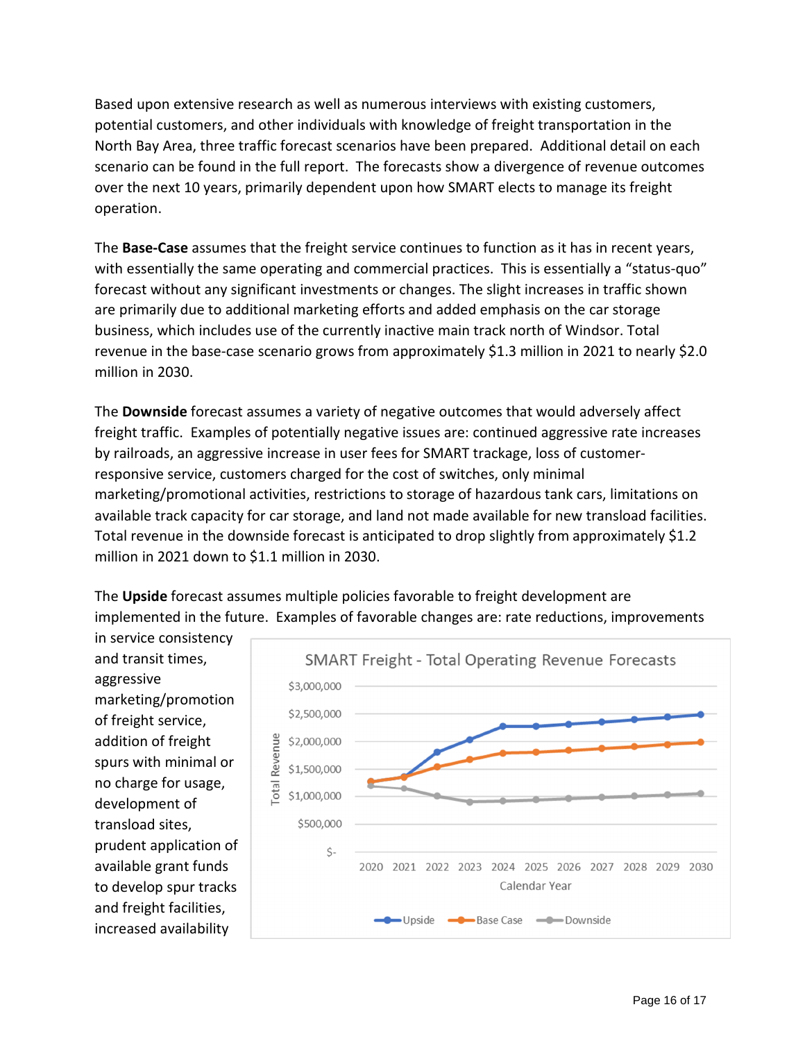Based upon extensive research as well as numerous interviews with existing customers, potential customers, and other individuals with knowledge of freight transportation in the North Bay Area, three traffic forecast scenarios have been prepared. Additional detail on each scenario can be found in the full report. The forecasts show a divergence of revenue outcomes over the next 10 years, primarily dependent upon how SMART elects to manage its freight operation.

The **Base-Case** assumes that the freight service continues to function as it has in recent years, with essentially the same operating and commercial practices. This is essentially a "status-quo" forecast without any significant investments or changes. The slight increases in traffic shown are primarily due to additional marketing efforts and added emphasis on the car storage business, which includes use of the currently inactive main track north of Windsor. Total revenue in the base-case scenario grows from approximately $1.3 million in 2021 to nearly $2.0 million in 2030.

The **Downside** forecast assumes a variety of negative outcomes that would adversely affect freight traffic. Examples of potentially negative issues are: continued aggressive rate increases by railroads, an aggressive increase in user fees for SMART trackage, loss of customer-responsive service, customers charged for the cost of switches, only minimal marketing/promotional activities, restrictions to storage of hazardous tank cars, limitations on available track capacity for car storage, and land not made available for new transload facilities. Total revenue in the downside forecast is anticipated to drop slightly from approximately $1.2 million in 2021 down to $1.1 million in 2030.

The **Upside** forecast assumes multiple policies favorable to freight development are implemented in the future. Examples of favorable changes are: rate reductions, improvements in service consistency and transit times, aggressive marketing/promotion of freight service, addition of freight spurs with minimal or no charge for usage, development of transload sites, prudent application of available grant funds to develop spur tracks and freight facilities, increased availability

**SMART Freight - Total Operating Revenue Forecasts**

(Chart: Total Revenue, $- to $3,000,000, by Calendar Year 2020–2030; series: Upside, Base Case, Downside)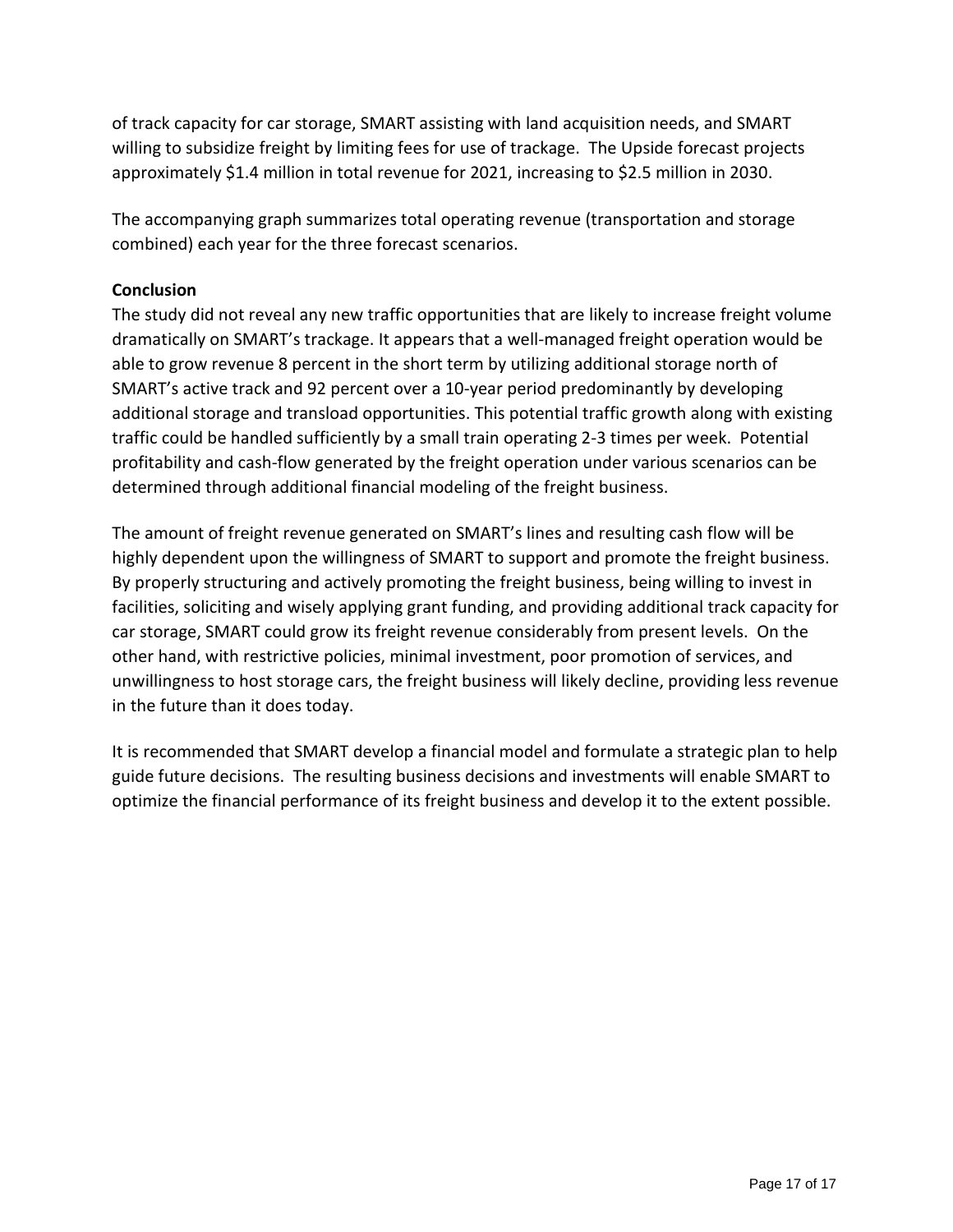of track capacity for car storage, SMART assisting with land acquisition needs, and SMART willing to subsidize freight by limiting fees for use of trackage. The Upside forecast projects approximately $1.4 million in total revenue for 2021, increasing to $2.5 million in 2030.

The accompanying graph summarizes total operating revenue (transportation and storage combined) each year for the three forecast scenarios.

**Conclusion**

The study did not reveal any new traffic opportunities that are likely to increase freight volume dramatically on SMART's trackage. It appears that a well-managed freight operation would be able to grow revenue 8 percent in the short term by utilizing additional storage north of SMART's active track and 92 percent over a 10-year period predominantly by developing additional storage and transload opportunities. This potential traffic growth along with existing traffic could be handled sufficiently by a small train operating 2-3 times per week. Potential profitability and cash-flow generated by the freight operation under various scenarios can be determined through additional financial modeling of the freight business.

The amount of freight revenue generated on SMART's lines and resulting cash flow will be highly dependent upon the willingness of SMART to support and promote the freight business. By properly structuring and actively promoting the freight business, being willing to invest in facilities, soliciting and wisely applying grant funding, and providing additional track capacity for car storage, SMART could grow its freight revenue considerably from present levels. On the other hand, with restrictive policies, minimal investment, poor promotion of services, and unwillingness to host storage cars, the freight business will likely decline, providing less revenue in the future than it does today.

It is recommended that SMART develop a financial model and formulate a strategic plan to help guide future decisions. The resulting business decisions and investments will enable SMART to optimize the financial performance of its freight business and develop it to the extent possible.